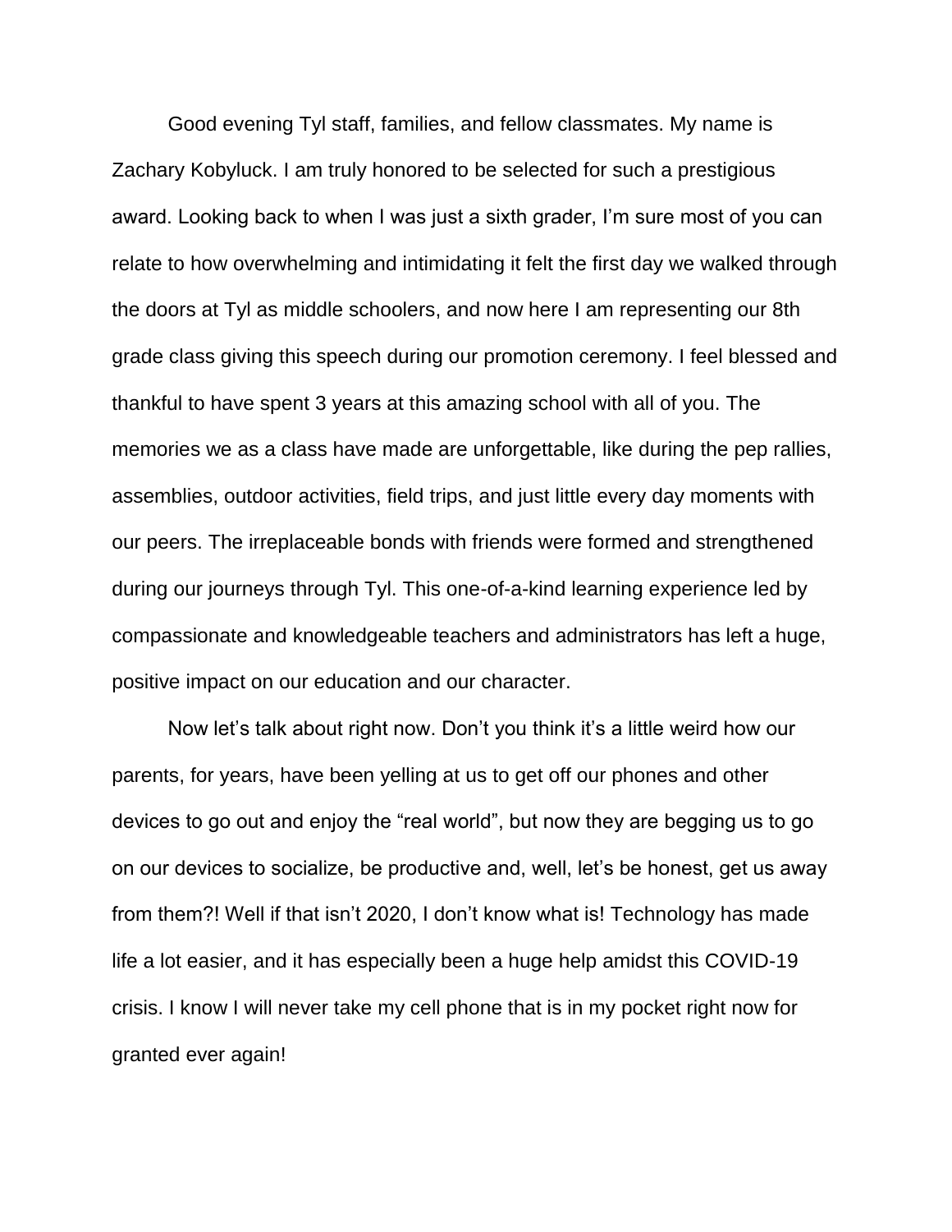Good evening Tyl staff, families, and fellow classmates. My name is Zachary Kobyluck. I am truly honored to be selected for such a prestigious award. Looking back to when I was just a sixth grader, I'm sure most of you can relate to how overwhelming and intimidating it felt the first day we walked through the doors at Tyl as middle schoolers, and now here I am representing our 8th grade class giving this speech during our promotion ceremony. I feel blessed and thankful to have spent 3 years at this amazing school with all of you. The memories we as a class have made are unforgettable, like during the pep rallies, assemblies, outdoor activities, field trips, and just little every day moments with our peers. The irreplaceable bonds with friends were formed and strengthened during our journeys through Tyl. This one-of-a-kind learning experience led by compassionate and knowledgeable teachers and administrators has left a huge, positive impact on our education and our character.

Now let's talk about right now. Don't you think it's a little weird how our parents, for years, have been yelling at us to get off our phones and other devices to go out and enjoy the "real world", but now they are begging us to go on our devices to socialize, be productive and, well, let's be honest, get us away from them?! Well if that isn't 2020, I don't know what is! Technology has made life a lot easier, and it has especially been a huge help amidst this COVID-19 crisis. I know I will never take my cell phone that is in my pocket right now for granted ever again!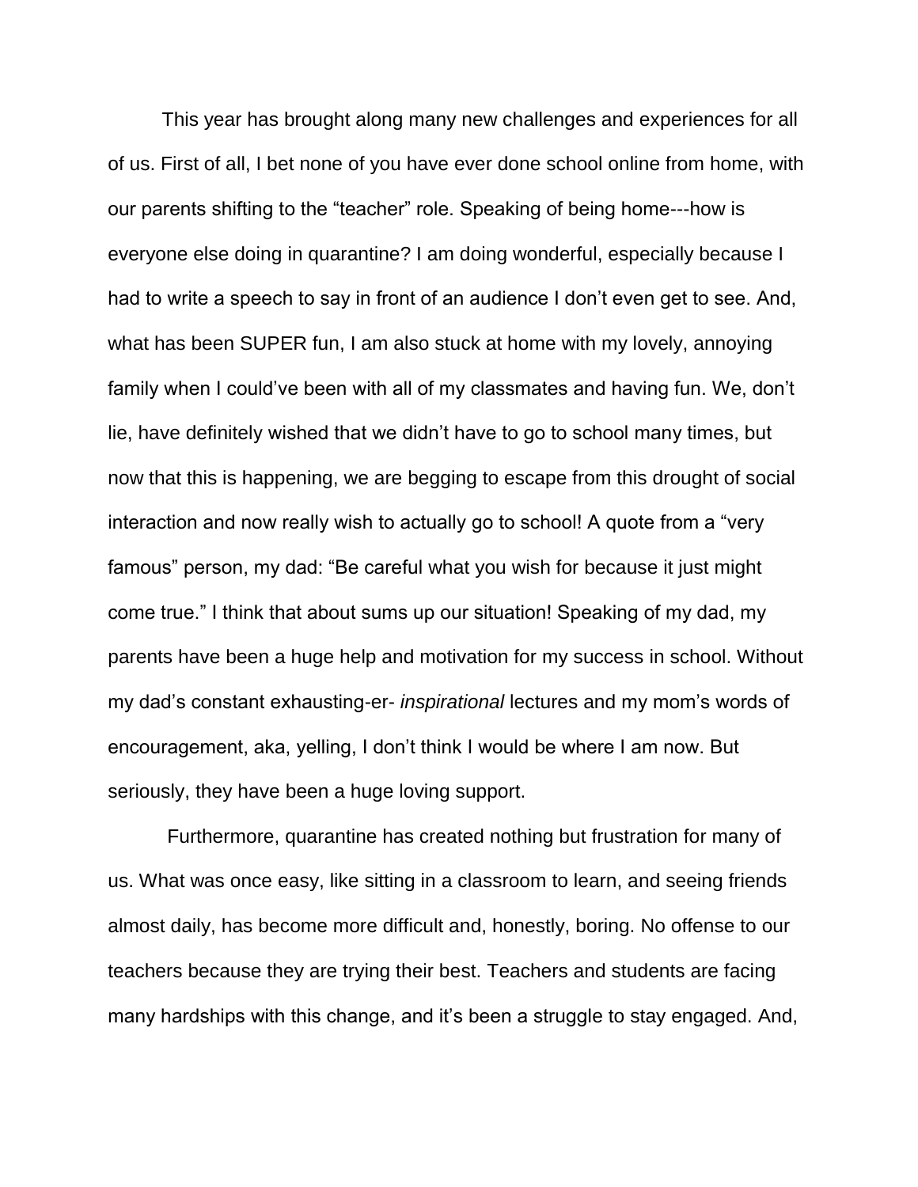This year has brought along many new challenges and experiences for all of us. First of all, I bet none of you have ever done school online from home, with our parents shifting to the "teacher" role. Speaking of being home---how is everyone else doing in quarantine? I am doing wonderful, especially because I had to write a speech to say in front of an audience I don't even get to see. And, what has been SUPER fun, I am also stuck at home with my lovely, annoying family when I could've been with all of my classmates and having fun. We, don't lie, have definitely wished that we didn't have to go to school many times, but now that this is happening, we are begging to escape from this drought of social interaction and now really wish to actually go to school! A quote from a "very famous" person, my dad: "Be careful what you wish for because it just might come true." I think that about sums up our situation! Speaking of my dad, my parents have been a huge help and motivation for my success in school. Without my dad's constant exhausting-er- *inspirational* lectures and my mom's words of encouragement, aka, yelling, I don't think I would be where I am now. But seriously, they have been a huge loving support.

Furthermore, quarantine has created nothing but frustration for many of us. What was once easy, like sitting in a classroom to learn, and seeing friends almost daily, has become more difficult and, honestly, boring. No offense to our teachers because they are trying their best. Teachers and students are facing many hardships with this change, and it's been a struggle to stay engaged. And,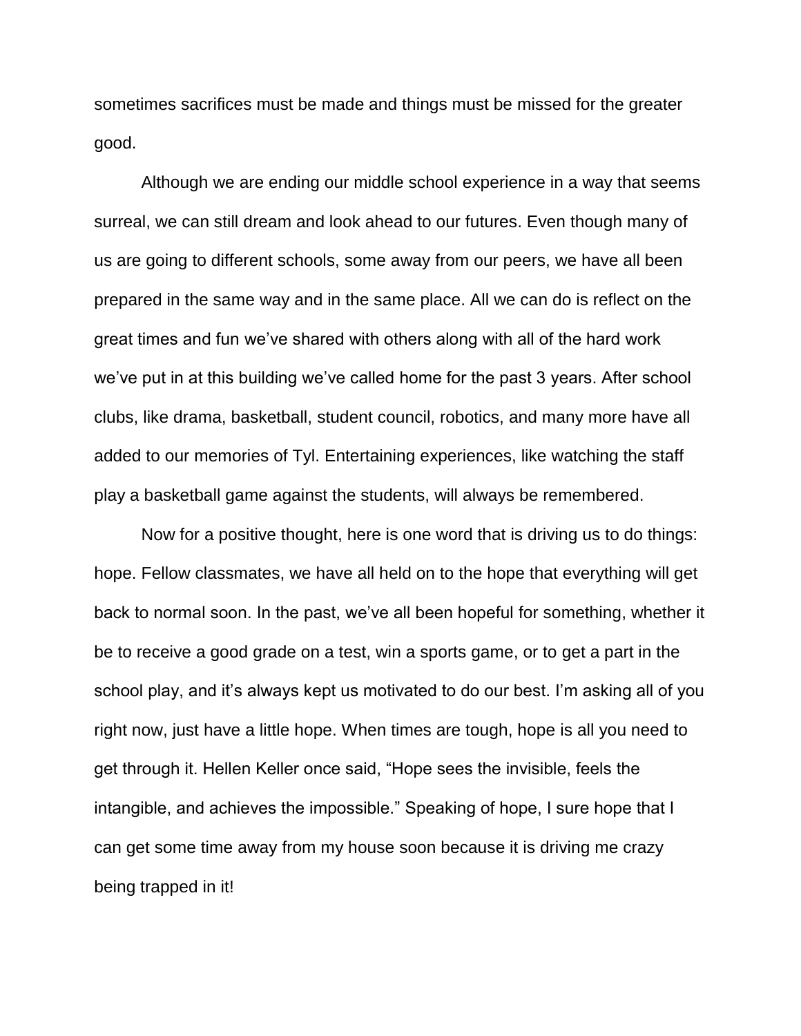sometimes sacrifices must be made and things must be missed for the greater good.

Although we are ending our middle school experience in a way that seems surreal, we can still dream and look ahead to our futures. Even though many of us are going to different schools, some away from our peers, we have all been prepared in the same way and in the same place. All we can do is reflect on the great times and fun we've shared with others along with all of the hard work we've put in at this building we've called home for the past 3 years. After school clubs, like drama, basketball, student council, robotics, and many more have all added to our memories of Tyl. Entertaining experiences, like watching the staff play a basketball game against the students, will always be remembered.

Now for a positive thought, here is one word that is driving us to do things: hope. Fellow classmates, we have all held on to the hope that everything will get back to normal soon. In the past, we've all been hopeful for something, whether it be to receive a good grade on a test, win a sports game, or to get a part in the school play, and it's always kept us motivated to do our best. I'm asking all of you right now, just have a little hope. When times are tough, hope is all you need to get through it. Hellen Keller once said, "Hope sees the invisible, feels the intangible, and achieves the impossible." Speaking of hope, I sure hope that I can get some time away from my house soon because it is driving me crazy being trapped in it!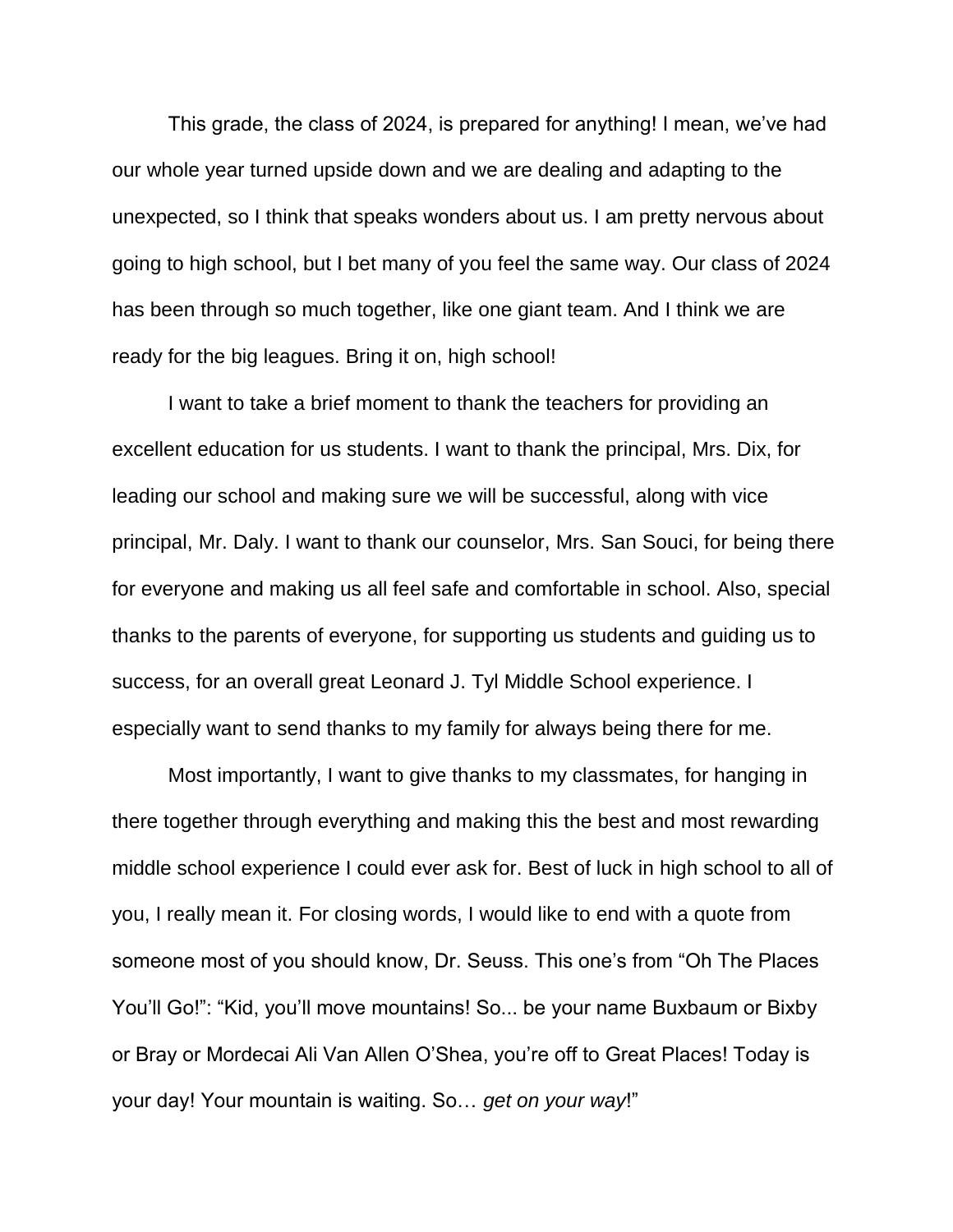This grade, the class of 2024, is prepared for anything! I mean, we've had our whole year turned upside down and we are dealing and adapting to the unexpected, so I think that speaks wonders about us. I am pretty nervous about going to high school, but I bet many of you feel the same way. Our class of 2024 has been through so much together, like one giant team. And I think we are ready for the big leagues. Bring it on, high school!

I want to take a brief moment to thank the teachers for providing an excellent education for us students. I want to thank the principal, Mrs. Dix, for leading our school and making sure we will be successful, along with vice principal, Mr. Daly. I want to thank our counselor, Mrs. San Souci, for being there for everyone and making us all feel safe and comfortable in school. Also, special thanks to the parents of everyone, for supporting us students and guiding us to success, for an overall great Leonard J. Tyl Middle School experience. I especially want to send thanks to my family for always being there for me.

Most importantly, I want to give thanks to my classmates, for hanging in there together through everything and making this the best and most rewarding middle school experience I could ever ask for. Best of luck in high school to all of you, I really mean it. For closing words, I would like to end with a quote from someone most of you should know, Dr. Seuss. This one's from "Oh The Places You'll Go!": "Kid, you'll move mountains! So... be your name Buxbaum or Bixby or Bray or Mordecai Ali Van Allen O'Shea, you're off to Great Places! Today is your day! Your mountain is waiting. So… *get on your way*!"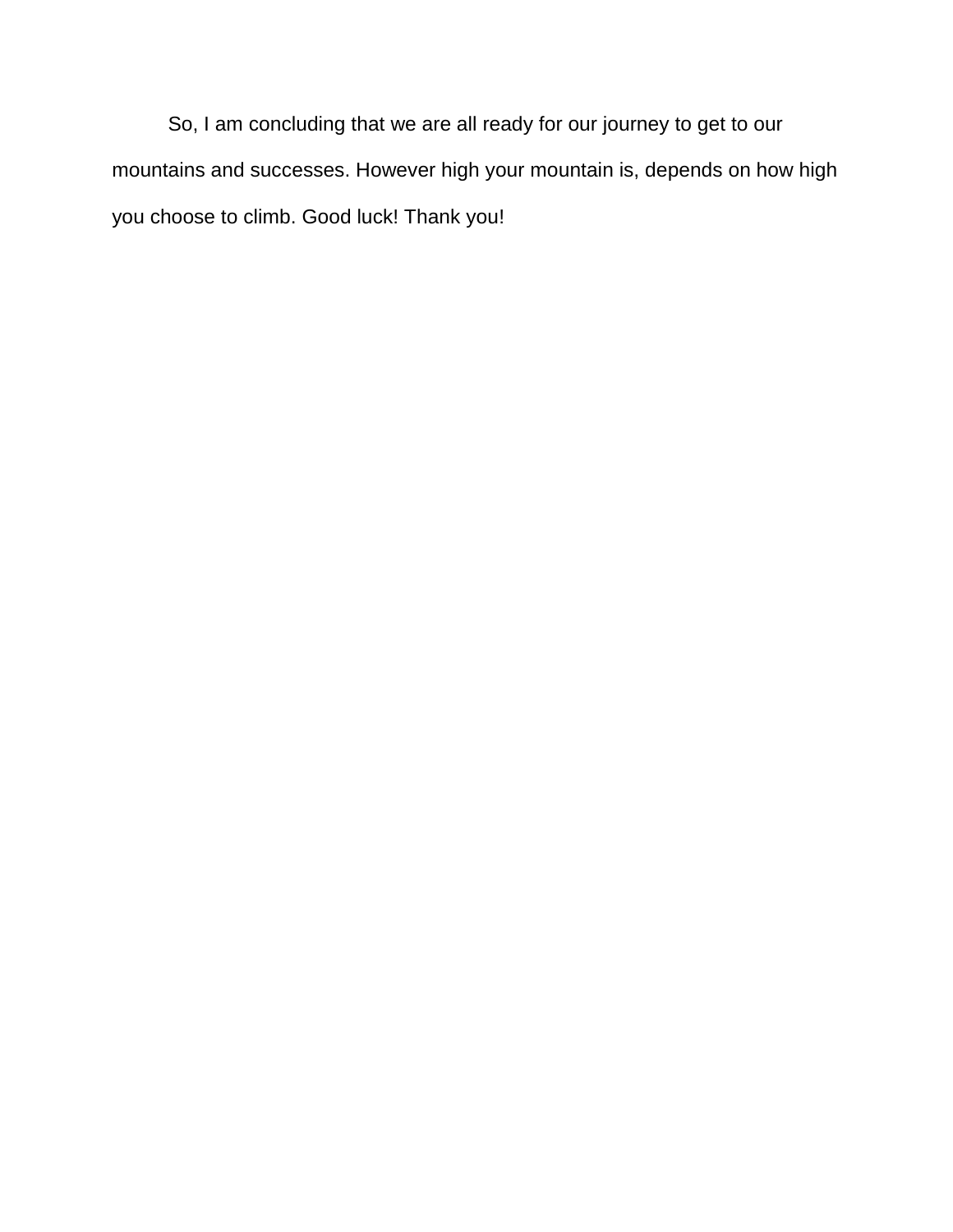So, I am concluding that we are all ready for our journey to get to our mountains and successes. However high your mountain is, depends on how high you choose to climb. Good luck! Thank you!